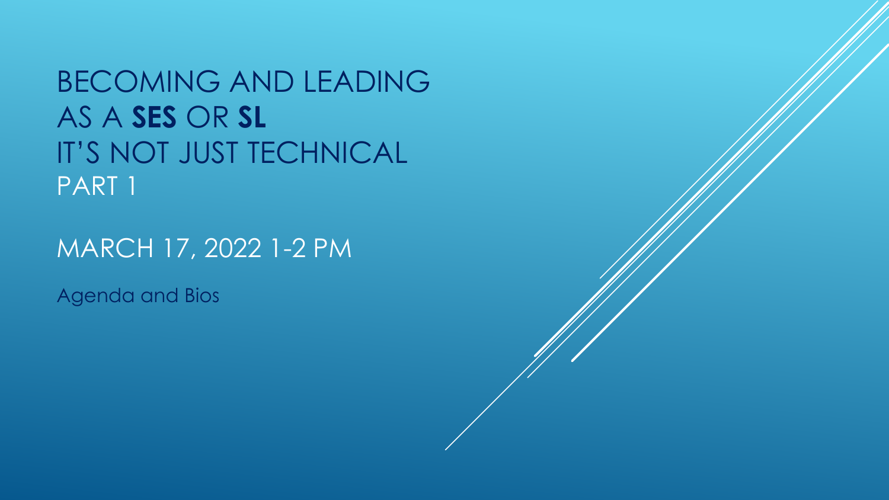# BECOMING AND LEADING AS A **SES** OR **SL** IT'S NOT JUST TECHNICAL PART 1

MARCH 17, 2022 1-2 PM

Agenda and Bios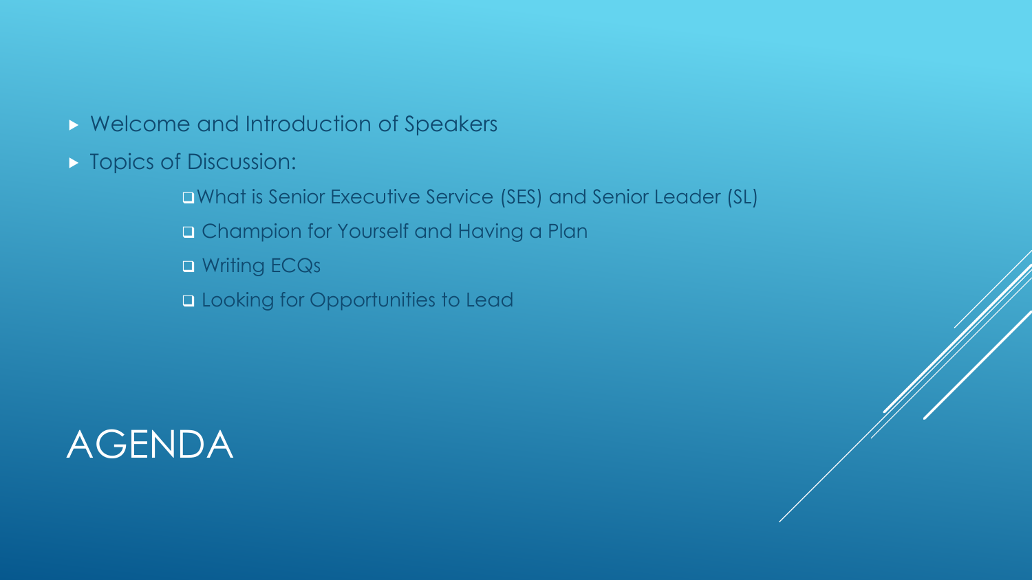# AGENDA

- Welcome and Introduction of Speakers
- Topics of Discussion:
  - What is Senior Executive Service (SES) and Senior Leader (SL)
  - Champion for Yourself and Having a Plan
  - Writing ECQs
  - Looking for Opportunities to Lead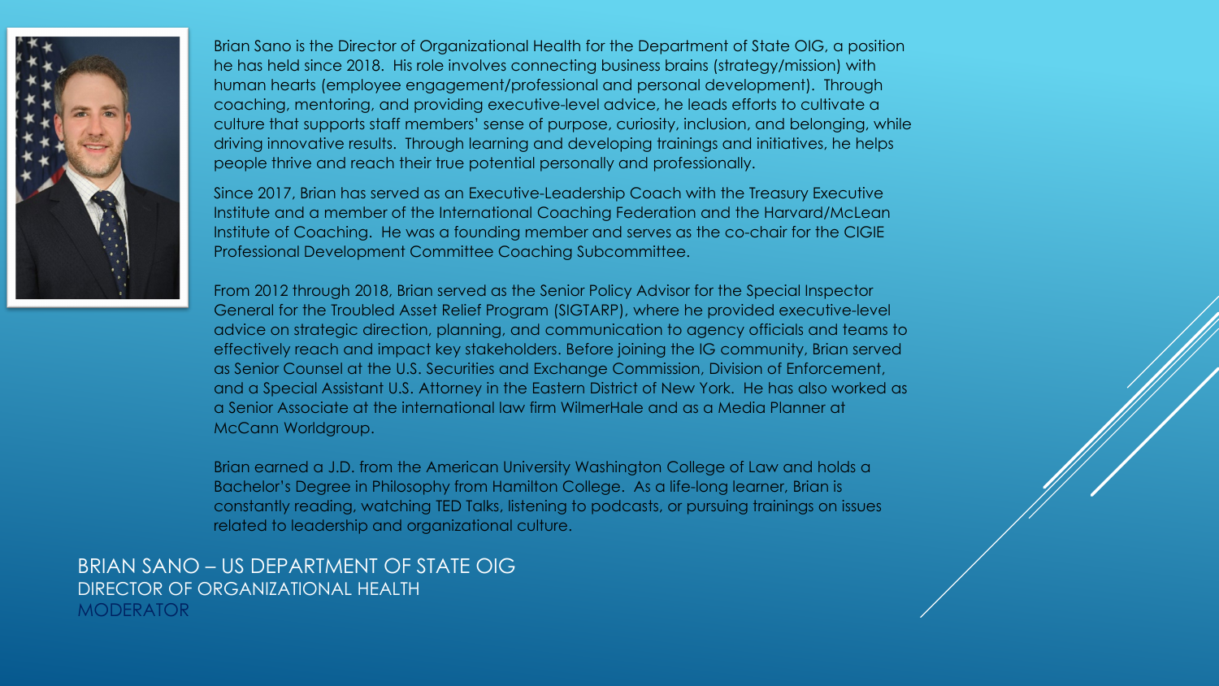Brian Sano is the Director of Organizational Health for the Department of State OIG, a position he has held since 2018. His role involves connecting business brains (strategy/mission) with human hearts (employee engagement/professional and personal development). Through coaching, mentoring, and providing executive-level advice, he leads efforts to cultivate a culture that supports staff members' sense of purpose, curiosity, inclusion, and belonging, while driving innovative results. Through learning and developing trainings and initiatives, he helps people thrive and reach their true potential personally and professionally.

Since 2017, Brian has served as an Executive-Leadership Coach with the Treasury Executive Institute and a member of the International Coaching Federation and the Harvard/McLean Institute of Coaching. He was a founding member and serves as the co-chair for the CIGIE Professional Development Committee Coaching Subcommittee.

From 2012 through 2018, Brian served as the Senior Policy Advisor for the Special Inspector General for the Troubled Asset Relief Program (SIGTARP), where he provided executive-level advice on strategic direction, planning, and communication to agency officials and teams to effectively reach and impact key stakeholders. Before joining the IG community, Brian served as Senior Counsel at the U.S. Securities and Exchange Commission, Division of Enforcement, and a Special Assistant U.S. Attorney in the Eastern District of New York. He has also worked as a Senior Associate at the international law firm WilmerHale and as a Media Planner at McCann Worldgroup.

Brian earned a J.D. from the American University Washington College of Law and holds a Bachelor's Degree in Philosophy from Hamilton College. As a life-long learner, Brian is constantly reading, watching TED Talks, listening to podcasts, or pursuing trainings on issues related to leadership and organizational culture.

## BRIAN SANO – US DEPARTMENT OF STATE OIG

DIRECTOR OF ORGANIZATIONAL HEALTH

MODERATOR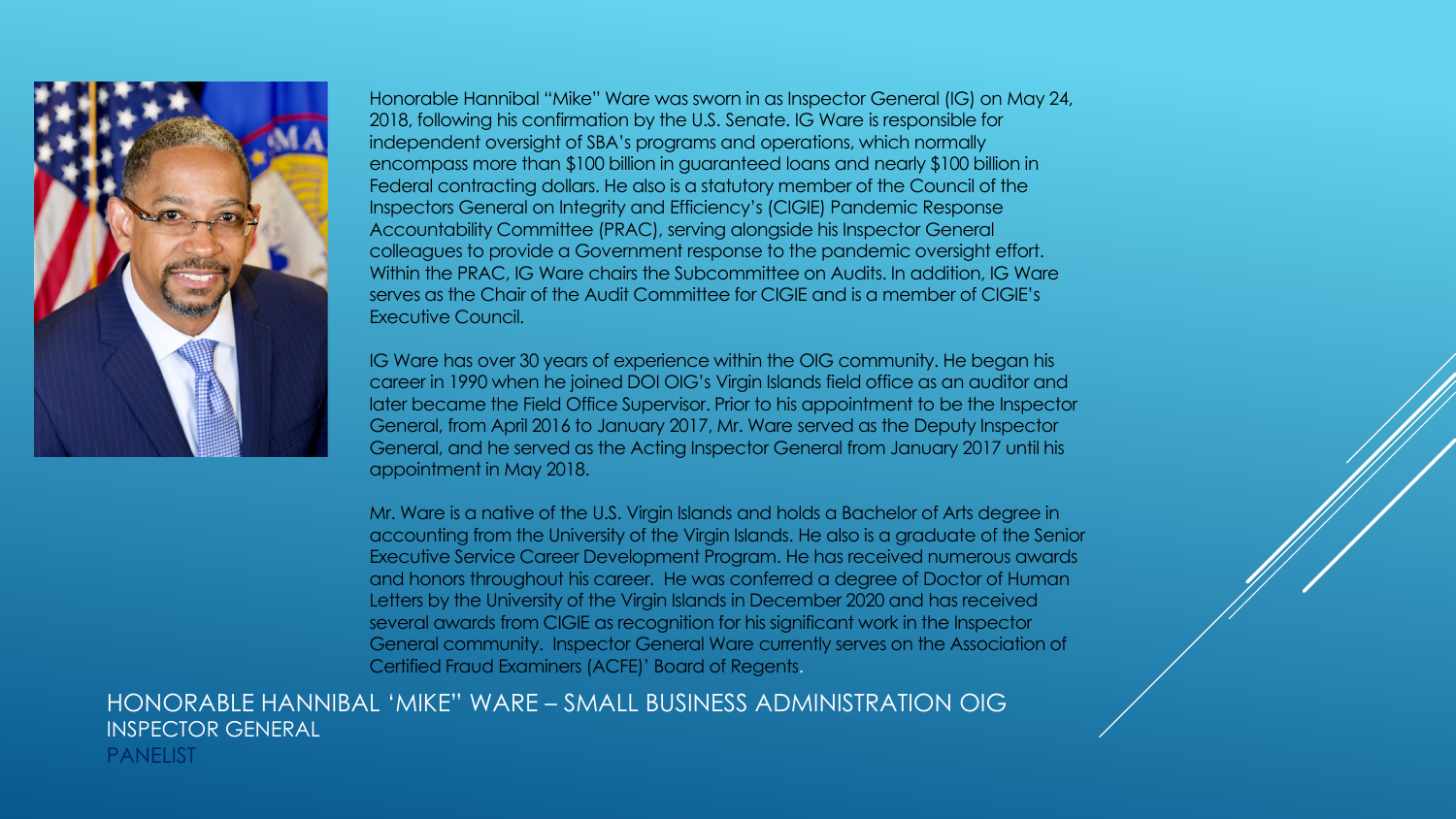Honorable Hannibal "Mike" Ware was sworn in as Inspector General (IG) on May 24, 2018, following his confirmation by the U.S. Senate. IG Ware is responsible for independent oversight of SBA's programs and operations, which normally encompass more than $100 billion in guaranteed loans and nearly $100 billion in Federal contracting dollars. He also is a statutory member of the Council of the Inspectors General on Integrity and Efficiency's (CIGIE) Pandemic Response Accountability Committee (PRAC), serving alongside his Inspector General colleagues to provide a Government response to the pandemic oversight effort. Within the PRAC, IG Ware chairs the Subcommittee on Audits. In addition, IG Ware serves as the Chair of the Audit Committee for CIGIE and is a member of CIGIE's Executive Council.

IG Ware has over 30 years of experience within the OIG community. He began his career in 1990 when he joined DOI OIG's Virgin Islands field office as an auditor and later became the Field Office Supervisor. Prior to his appointment to be the Inspector General, from April 2016 to January 2017, Mr. Ware served as the Deputy Inspector General, and he served as the Acting Inspector General from January 2017 until his appointment in May 2018.

Mr. Ware is a native of the U.S. Virgin Islands and holds a Bachelor of Arts degree in accounting from the University of the Virgin Islands. He also is a graduate of the Senior Executive Service Career Development Program. He has received numerous awards and honors throughout his career. He was conferred a degree of Doctor of Human Letters by the University of the Virgin Islands in December 2020 and has received several awards from CIGIE as recognition for his significant work in the Inspector General community. Inspector General Ware currently serves on the Association of Certified Fraud Examiners (ACFE)' Board of Regents.

# HONORABLE HANNIBAL 'MIKE" WARE – SMALL BUSINESS ADMINISTRATION OIG

INSPECTOR GENERAL

PANELIST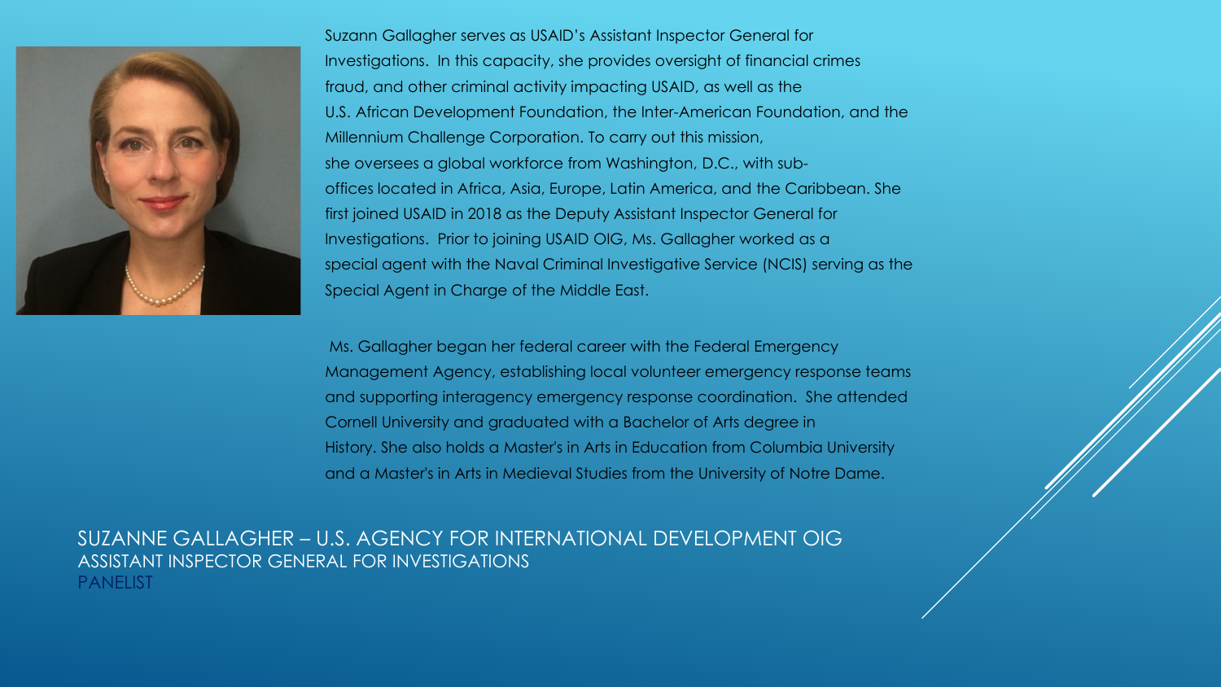Suzann Gallagher serves as USAID's Assistant Inspector General for Investigations. In this capacity, she provides oversight of financial crimes fraud, and other criminal activity impacting USAID, as well as the U.S. African Development Foundation, the Inter-American Foundation, and the Millennium Challenge Corporation. To carry out this mission, she oversees a global workforce from Washington, D.C., with sub-offices located in Africa, Asia, Europe, Latin America, and the Caribbean. She first joined USAID in 2018 as the Deputy Assistant Inspector General for Investigations. Prior to joining USAID OIG, Ms. Gallagher worked as a special agent with the Naval Criminal Investigative Service (NCIS) serving as the Special Agent in Charge of the Middle East.

Ms. Gallagher began her federal career with the Federal Emergency Management Agency, establishing local volunteer emergency response teams and supporting interagency emergency response coordination. She attended Cornell University and graduated with a Bachelor of Arts degree in History. She also holds a Master's in Arts in Education from Columbia University and a Master's in Arts in Medieval Studies from the University of Notre Dame.

## SUZANNE GALLAGHER – U.S. AGENCY FOR INTERNATIONAL DEVELOPMENT OIG

ASSISTANT INSPECTOR GENERAL FOR INVESTIGATIONS

PANELIST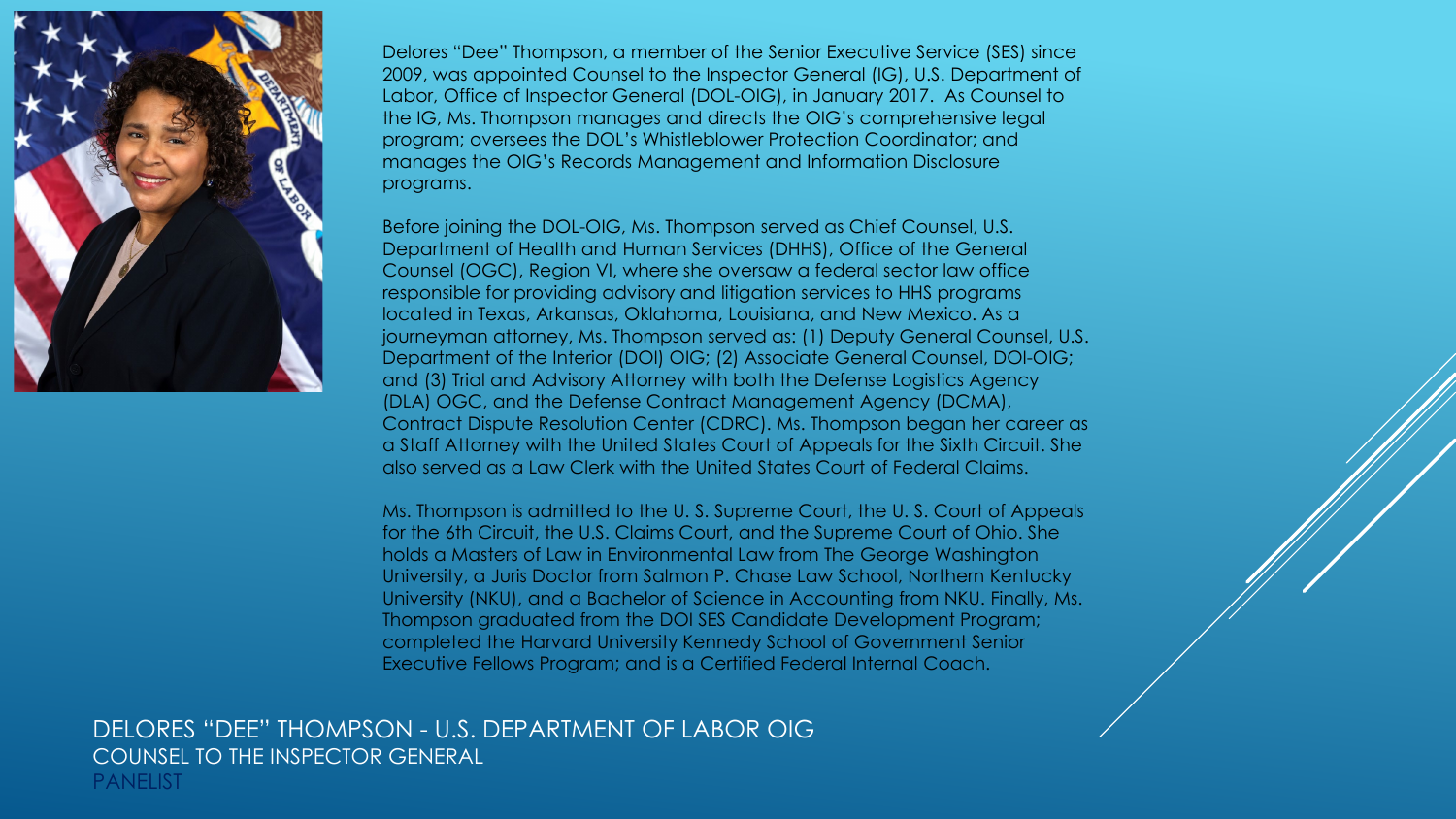Delores “Dee” Thompson, a member of the Senior Executive Service (SES) since 2009, was appointed Counsel to the Inspector General (IG), U.S. Department of Labor, Office of Inspector General (DOL-OIG), in January 2017. As Counsel to the IG, Ms. Thompson manages and directs the OIG’s comprehensive legal program; oversees the DOL’s Whistleblower Protection Coordinator; and manages the OIG’s Records Management and Information Disclosure programs.

Before joining the DOL-OIG, Ms. Thompson served as Chief Counsel, U.S. Department of Health and Human Services (DHHS), Office of the General Counsel (OGC), Region VI, where she oversaw a federal sector law office responsible for providing advisory and litigation services to HHS programs located in Texas, Arkansas, Oklahoma, Louisiana, and New Mexico. As a journeyman attorney, Ms. Thompson served as: (1) Deputy General Counsel, U.S. Department of the Interior (DOI) OIG; (2) Associate General Counsel, DOI-OIG; and (3) Trial and Advisory Attorney with both the Defense Logistics Agency (DLA) OGC, and the Defense Contract Management Agency (DCMA), Contract Dispute Resolution Center (CDRC). Ms. Thompson began her career as a Staff Attorney with the United States Court of Appeals for the Sixth Circuit. She also served as a Law Clerk with the United States Court of Federal Claims.

Ms. Thompson is admitted to the U. S. Supreme Court, the U. S. Court of Appeals for the 6th Circuit, the U.S. Claims Court, and the Supreme Court of Ohio. She holds a Masters of Law in Environmental Law from The George Washington University, a Juris Doctor from Salmon P. Chase Law School, Northern Kentucky University (NKU), and a Bachelor of Science in Accounting from NKU. Finally, Ms. Thompson graduated from the DOI SES Candidate Development Program; completed the Harvard University Kennedy School of Government Senior Executive Fellows Program; and is a Certified Federal Internal Coach.

DELORES “DEE” THOMPSON - U.S. DEPARTMENT OF LABOR OIG
COUNSEL TO THE INSPECTOR GENERAL
PANELIST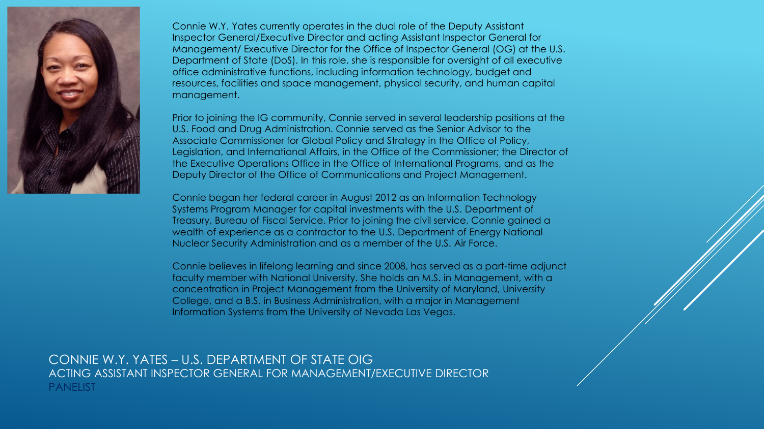Connie W.Y. Yates currently operates in the dual role of the Deputy Assistant Inspector General/Executive Director and acting Assistant Inspector General for Management/ Executive Director for the Office of Inspector General (OG) at the U.S. Department of State (DoS). In this role, she is responsible for oversight of all executive office administrative functions, including information technology, budget and resources, facilities and space management, physical security, and human capital management.

Prior to joining the IG community, Connie served in several leadership positions at the U.S. Food and Drug Administration. Connie served as the Senior Advisor to the Associate Commissioner for Global Policy and Strategy in the Office of Policy, Legislation, and International Affairs, in the Office of the Commissioner; the Director of the Executive Operations Office in the Office of International Programs, and as the Deputy Director of the Office of Communications and Project Management.

Connie began her federal career in August 2012 as an Information Technology Systems Program Manager for capital investments with the U.S. Department of Treasury, Bureau of Fiscal Service. Prior to joining the civil service, Connie gained a wealth of experience as a contractor to the U.S. Department of Energy National Nuclear Security Administration and as a member of the U.S. Air Force.

Connie believes in lifelong learning and since 2008, has served as a part-time adjunct faculty member with National University. She holds an M.S. in Management, with a concentration in Project Management from the University of Maryland, University College, and a B.S. in Business Administration, with a major in Management Information Systems from the University of Nevada Las Vegas.

## CONNIE W.Y. YATES – U.S. DEPARTMENT OF STATE OIG
ACTING ASSISTANT INSPECTOR GENERAL FOR MANAGEMENT/EXECUTIVE DIRECTOR

PANELIST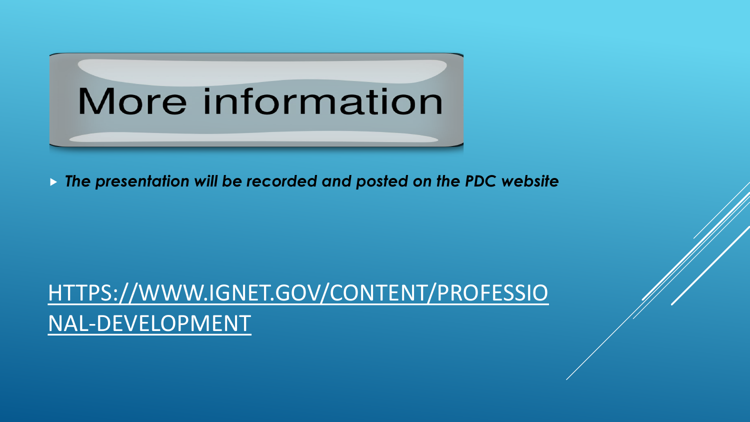# More information

- ***The presentation will be recorded and posted on the PDC website***

[HTTPS://WWW.IGNET.GOV/CONTENT/PROFESSIONAL-DEVELOPMENT](https://www.ignet.gov/content/professional-development)